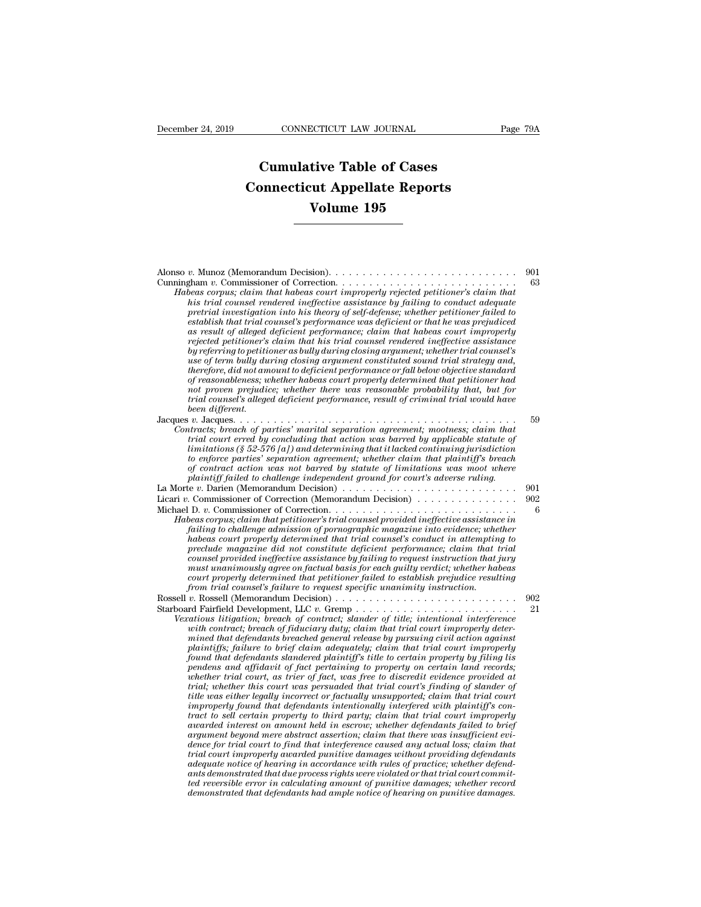# Cumulative Table of Cases
# Connecticut Appellate Reports
# Volume 195

Alonso *v.* Munoz (Memorandum Decision). . . . . . . . . . . . . . . . . . . . . . . . . . . . 901

Cunningham *v.* Commissioner of Correction. . . . . . . . . . . . . . . . . . . . . . . . . . . 63

*Habeas corpus; claim that habeas court improperly rejected petitioner's claim that his trial counsel rendered ineffective assistance by failing to conduct adequate pretrial investigation into his theory of self-defense; whether petitioner failed to establish that trial counsel's performance was deficient or that he was prejudiced as result of alleged deficient performance; claim that habeas court improperly rejected petitioner's claim that his trial counsel rendered ineffective assistance by referring to petitioner as bully during closing argument; whether trial counsel's use of term bully during closing argument constituted sound trial strategy and, therefore, did not amount to deficient performance or fall below objective standard of reasonableness; whether habeas court properly determined that petitioner had not proven prejudice; whether there was reasonable probability that, but for trial counsel's alleged deficient performance, result of criminal trial would have been different.*

Jacques *v.* Jacques. . . . . . . . . . . . . . . . . . . . . . . . . . . . . . . . . . . . . . . . . 59

*Contracts; breach of parties' marital separation agreement; mootness; claim that trial court erred by concluding that action was barred by applicable statute of limitations (§ 52-576 [a]) and determining that it lacked continuing jurisdiction to enforce parties' separation agreement; whether claim that plaintiff's breach of contract action was not barred by statute of limitations was moot where plaintiff failed to challenge independent ground for court's adverse ruling.*

La Morte *v.* Darien (Memorandum Decision) . . . . . . . . . . . . . . . . . . . . . . . . . . 901

Licari *v.* Commissioner of Correction (Memorandum Decision) . . . . . . . . . . . . . . . 902

Michael D. *v.* Commissioner of Correction. . . . . . . . . . . . . . . . . . . . . . . . . . . . 6

*Habeas corpus; claim that petitioner's trial counsel provided ineffective assistance in failing to challenge admission of pornographic magazine into evidence; whether habeas court properly determined that trial counsel's conduct in attempting to preclude magazine did not constitute deficient performance; claim that trial counsel provided ineffective assistance by failing to request instruction that jury must unanimously agree on factual basis for each guilty verdict; whether habeas court properly determined that petitioner failed to establish prejudice resulting from trial counsel's failure to request specific unanimity instruction.*

Rossell *v.* Rossell (Memorandum Decision) . . . . . . . . . . . . . . . . . . . . . . . . . . . 902

Starboard Fairfield Development, LLC *v.* Gremp . . . . . . . . . . . . . . . . . . . . . . . . 21

*Vexatious litigation; breach of contract; slander of title; intentional interference with contract; breach of fiduciary duty; claim that trial court improperly determined that defendants breached general release by pursuing civil action against plaintiffs; failure to brief claim adequately; claim that trial court improperly found that defendants slandered plaintiff's title to certain property by filing lis pendens and affidavit of fact pertaining to property on certain land records; whether trial court, as trier of fact, was free to discredit evidence provided at trial; whether this court was persuaded that trial court's finding of slander of title was either legally incorrect or factually unsupported; claim that trial court improperly found that defendants intentionally interfered with plaintiff's contract to sell certain property to third party; claim that trial court improperly awarded interest on amount held in escrow; whether defendants failed to brief argument beyond mere abstract assertion; claim that there was insufficient evidence for trial court to find that interference caused any actual loss; claim that trial court improperly awarded punitive damages without providing defendants adequate notice of hearing in accordance with rules of practice; whether defendants demonstrated that due process rights were violated or that trial court committed reversible error in calculating amount of punitive damages; whether record demonstrated that defendants had ample notice of hearing on punitive damages.*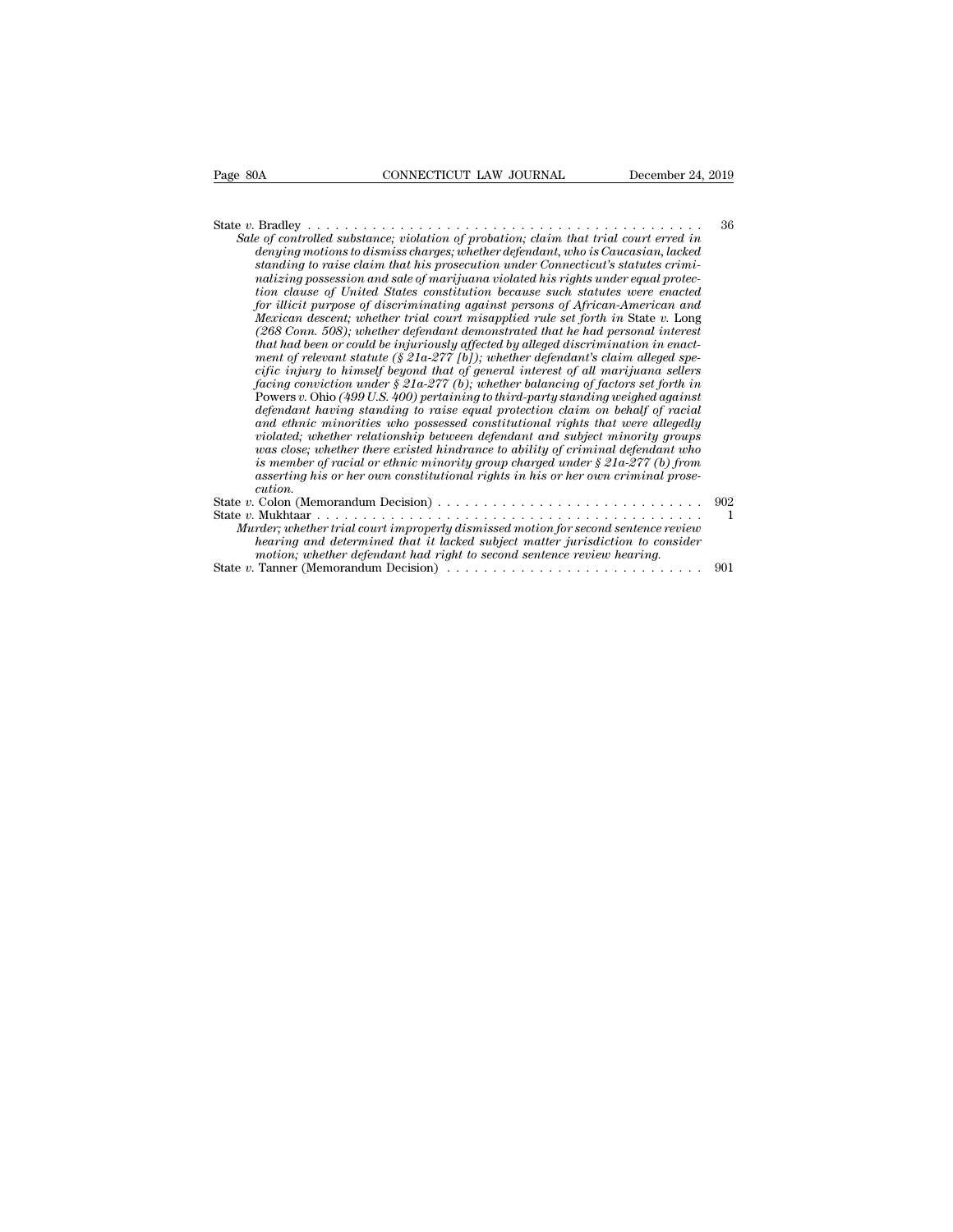State *v.* Bradley . . . . . . . . . . . . . . . . . . . . . . . . . . . . . . . . . . . . . . . . . . 36

*Sale of controlled substance; violation of probation; claim that trial court erred in denying motions to dismiss charges; whether defendant, who is Caucasian, lacked standing to raise claim that his prosecution under Connecticut's statutes criminalizing possession and sale of marijuana violated his rights under equal protection clause of United States constitution because such statutes were enacted for illicit purpose of discriminating against persons of African-American and Mexican descent; whether trial court misapplied rule set forth in* State *v.* Long *(268 Conn. 508); whether defendant demonstrated that he had personal interest that had been or could be injuriously affected by alleged discrimination in enactment of relevant statute (§ 21a-277 [b]); whether defendant's claim alleged specific injury to himself beyond that of general interest of all marijuana sellers facing conviction under § 21a-277 (b); whether balancing of factors set forth in* Powers *v.* Ohio *(499 U.S. 400) pertaining to third-party standing weighed against defendant having standing to raise equal protection claim on behalf of racial and ethnic minorities who possessed constitutional rights that were allegedly violated; whether relationship between defendant and subject minority groups was close; whether there existed hindrance to ability of criminal defendant who is member of racial or ethnic minority group charged under § 21a-277 (b) from asserting his or her own constitutional rights in his or her own criminal prosecution.*

State *v.* Colon (Memorandum Decision) . . . . . . . . . . . . . . . . . . . . . . . . . . . . . 902

State *v.* Mukhtaar . . . . . . . . . . . . . . . . . . . . . . . . . . . . . . . . . . . . . . . . . . 1

*Murder; whether trial court improperly dismissed motion for second sentence review hearing and determined that it lacked subject matter jurisdiction to consider motion; whether defendant had right to second sentence review hearing.*

State *v.* Tanner (Memorandum Decision) . . . . . . . . . . . . . . . . . . . . . . . . . . . . 901